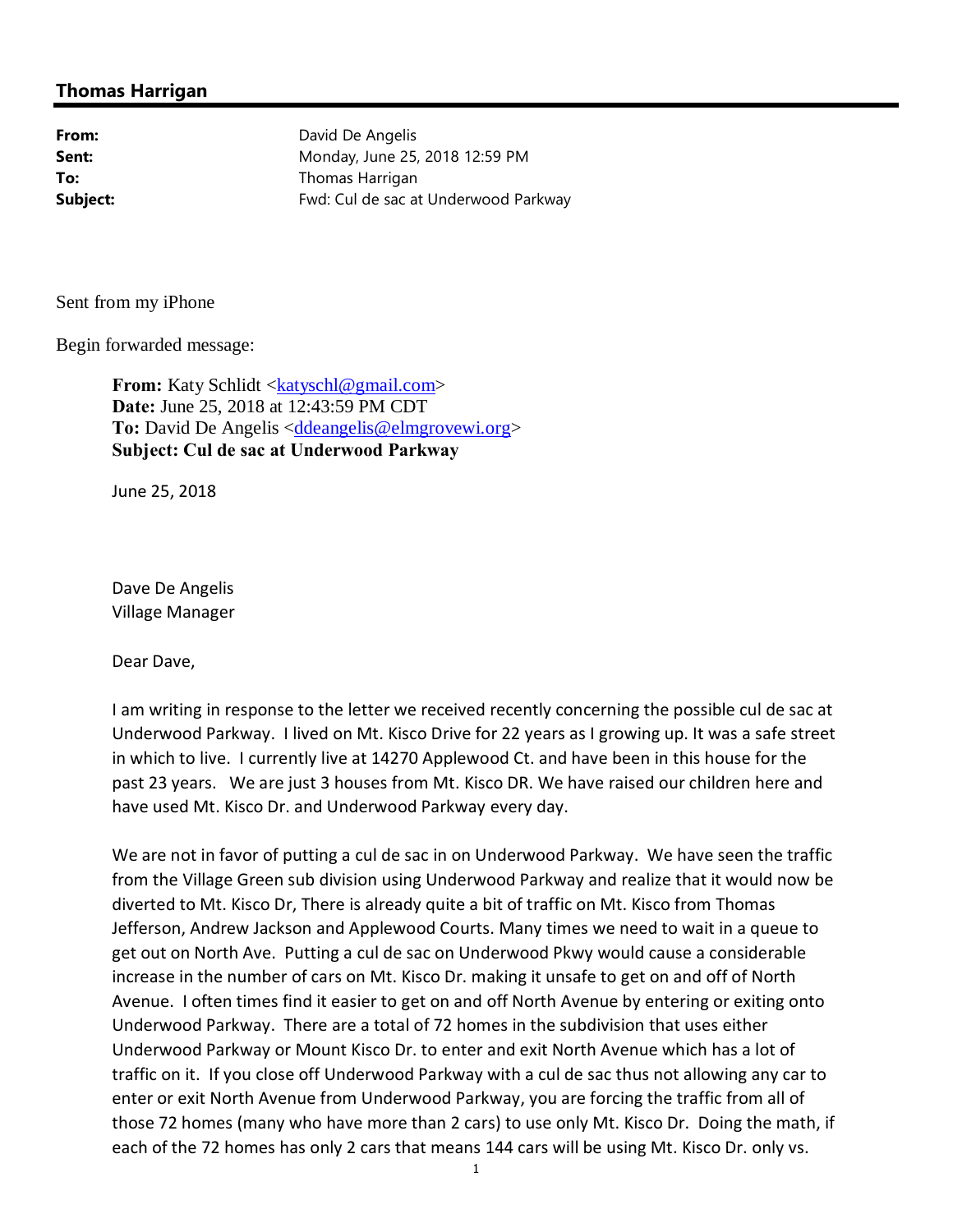## Thomas Harrigan

**From:** David De Angelis
**Sent:** Monday, June 25, 2018 12:59 PM
**To:** Thomas Harrigan
**Subject:** Fwd: Cul de sac at Underwood Parkway

Sent from my iPhone

Begin forwarded message:

> **From:** Katy Schlidt <katyschl@gmail.com>
> **Date:** June 25, 2018 at 12:43:59 PM CDT
> **To:** David De Angelis <ddeangelis@elmgrovewi.org>
> **Subject: Cul de sac at Underwood Parkway**
>
> June 25, 2018
>
> Dave De Angelis
> Village Manager
>
> Dear Dave,
>
> I am writing in response to the letter we received recently concerning the possible cul de sac at Underwood Parkway. I lived on Mt. Kisco Drive for 22 years as I growing up. It was a safe street in which to live. I currently live at 14270 Applewood Ct. and have been in this house for the past 23 years. We are just 3 houses from Mt. Kisco DR. We have raised our children here and have used Mt. Kisco Dr. and Underwood Parkway every day.
>
> We are not in favor of putting a cul de sac in on Underwood Parkway. We have seen the traffic from the Village Green sub division using Underwood Parkway and realize that it would now be diverted to Mt. Kisco Dr, There is already quite a bit of traffic on Mt. Kisco from Thomas Jefferson, Andrew Jackson and Applewood Courts. Many times we need to wait in a queue to get out on North Ave. Putting a cul de sac on Underwood Pkwy would cause a considerable increase in the number of cars on Mt. Kisco Dr. making it unsafe to get on and off of North Avenue. I often times find it easier to get on and off North Avenue by entering or exiting onto Underwood Parkway. There are a total of 72 homes in the subdivision that uses either Underwood Parkway or Mount Kisco Dr. to enter and exit North Avenue which has a lot of traffic on it. If you close off Underwood Parkway with a cul de sac thus not allowing any car to enter or exit North Avenue from Underwood Parkway, you are forcing the traffic from all of those 72 homes (many who have more than 2 cars) to use only Mt. Kisco Dr. Doing the math, if each of the 72 homes has only 2 cars that means 144 cars will be using Mt. Kisco Dr. only vs.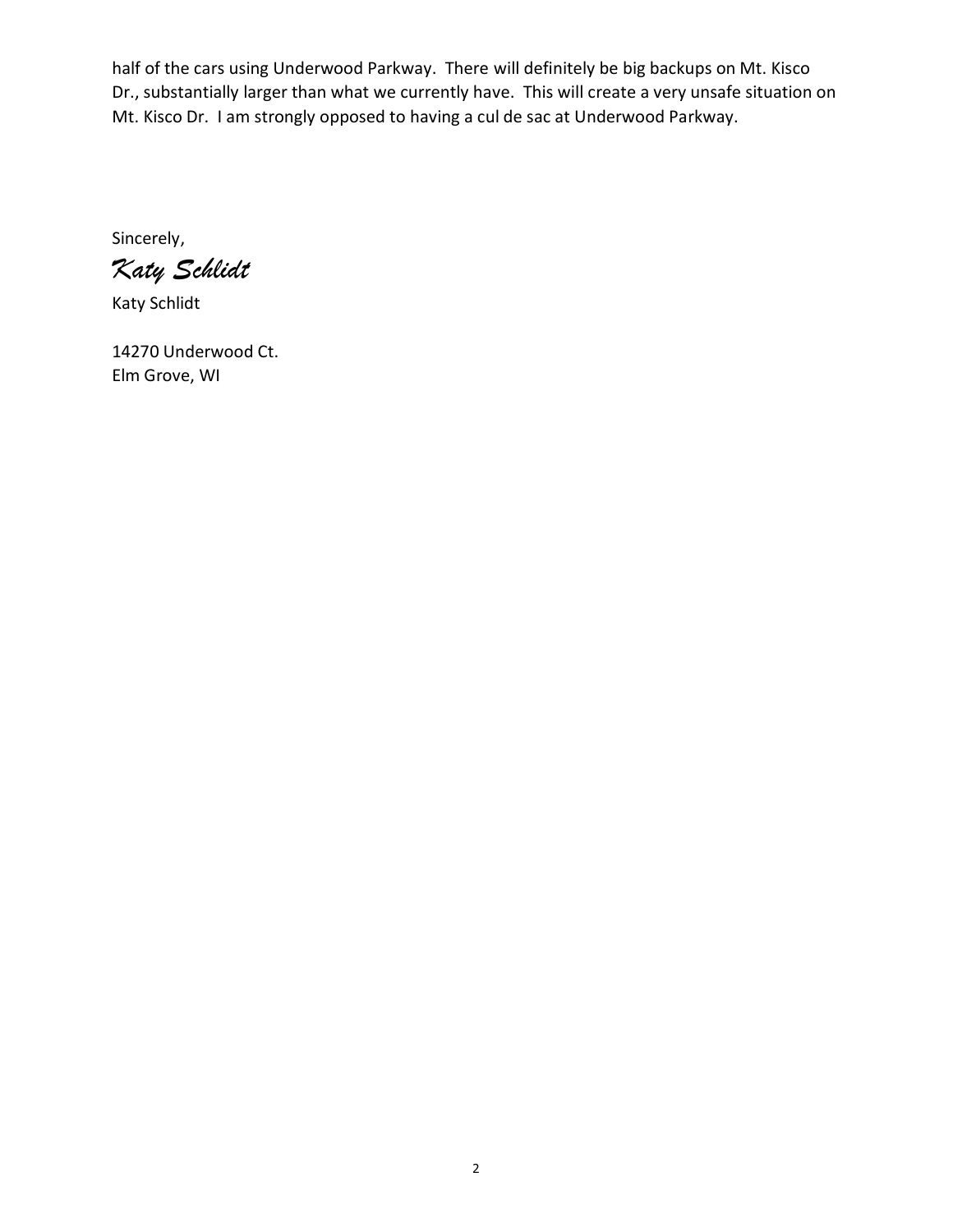half of the cars using Underwood Parkway. There will definitely be big backups on Mt. Kisco Dr., substantially larger than what we currently have. This will create a very unsafe situation on Mt. Kisco Dr. I am strongly opposed to having a cul de sac at Underwood Parkway.

Sincerely,

*Katy Schlidt*

Katy Schlidt

14270 Underwood Ct.
Elm Grove, WI